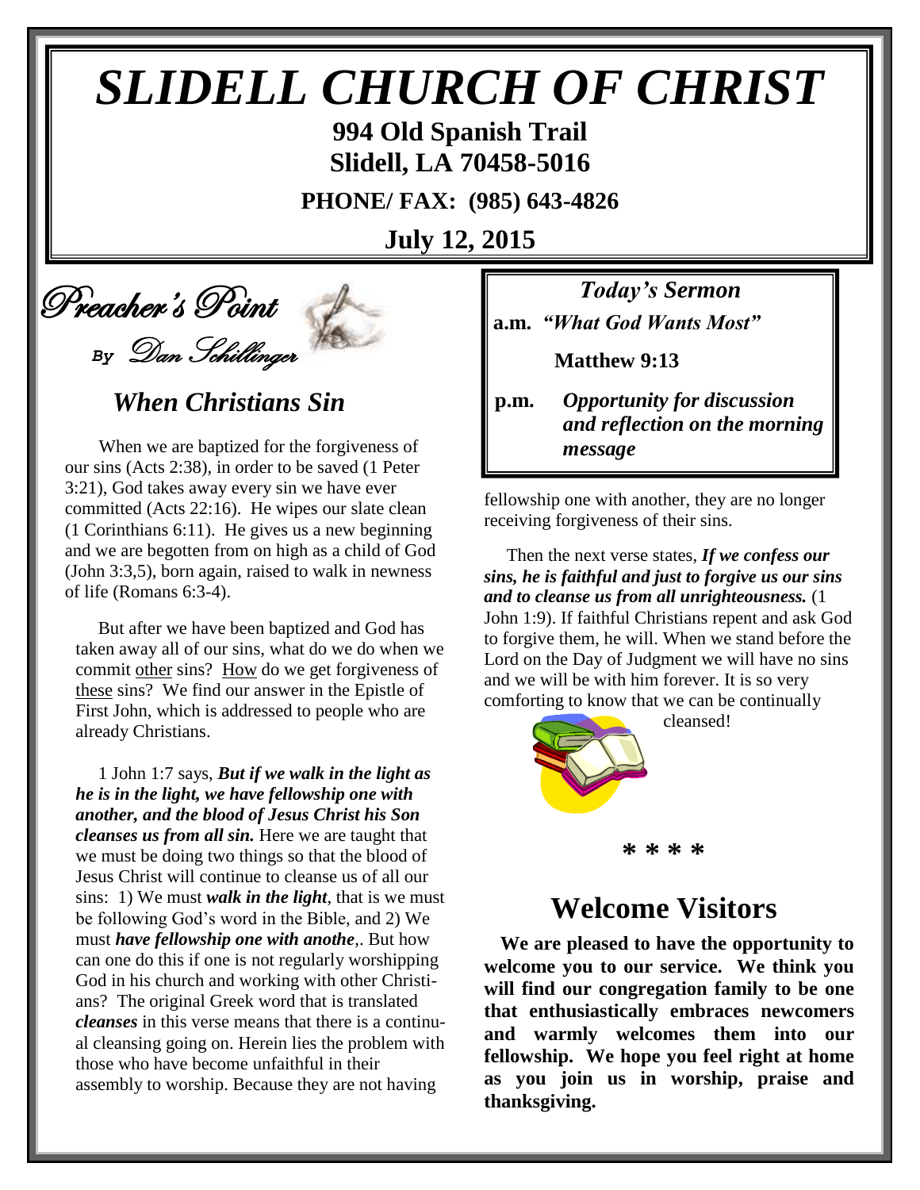# *SLIDELL CHURCH OF CHRIST*

**994 Old Spanish Trail**
**Slidell, LA 70458-5016**

**PHONE/ FAX: (985) 643-4826**

**July 12, 2015**

## Preacher's Point

*By Dan Schillinger*

### *When Christians Sin*

When we are baptized for the forgiveness of our sins (Acts 2:38), in order to be saved (1 Peter 3:21), God takes away every sin we have ever committed (Acts 22:16). He wipes our slate clean (1 Corinthians 6:11). He gives us a new beginning and we are begotten from on high as a child of God (John 3:3,5), born again, raised to walk in newness of life (Romans 6:3-4).

But after we have been baptized and God has taken away all of our sins, what do we do when we commit other sins? How do we get forgiveness of these sins? We find our answer in the Epistle of First John, which is addressed to people who are already Christians.

1 John 1:7 says, ***But if we walk in the light as he is in the light, we have fellowship one with another, and the blood of Jesus Christ his Son cleanses us from all sin.*** Here we are taught that we must be doing two things so that the blood of Jesus Christ will continue to cleanse us of all our sins: 1) We must ***walk in the light***, that is we must be following God's word in the Bible, and 2) We must ***have fellowship one with anothe***,. But how can one do this if one is not regularly worshipping God in his church and working with other Christians? The original Greek word that is translated ***cleanses*** in this verse means that there is a continual cleansing going on. Herein lies the problem with those who have become unfaithful in their assembly to worship. Because they are not having fellowship one with another, they are no longer receiving forgiveness of their sins.

Then the next verse states, ***If we confess our sins, he is faithful and just to forgive us our sins and to cleanse us from all unrighteousness.*** (1 John 1:9). If faithful Christians repent and ask God to forgive them, he will. When we stand before the Lord on the Day of Judgment we will have no sins and we will be with him forever. It is so very comforting to know that we can be continually cleansed!

*Today's Sermon*

**a.m.** ***"What God Wants Most"***

**Matthew 9:13**

**p.m.** ***Opportunity for discussion and reflection on the morning message***

\* \* \* \*

## Welcome Visitors

**We are pleased to have the opportunity to welcome you to our service. We think you will find our congregation family to be one that enthusiastically embraces newcomers and warmly welcomes them into our fellowship. We hope you feel right at home as you join us in worship, praise and thanksgiving.**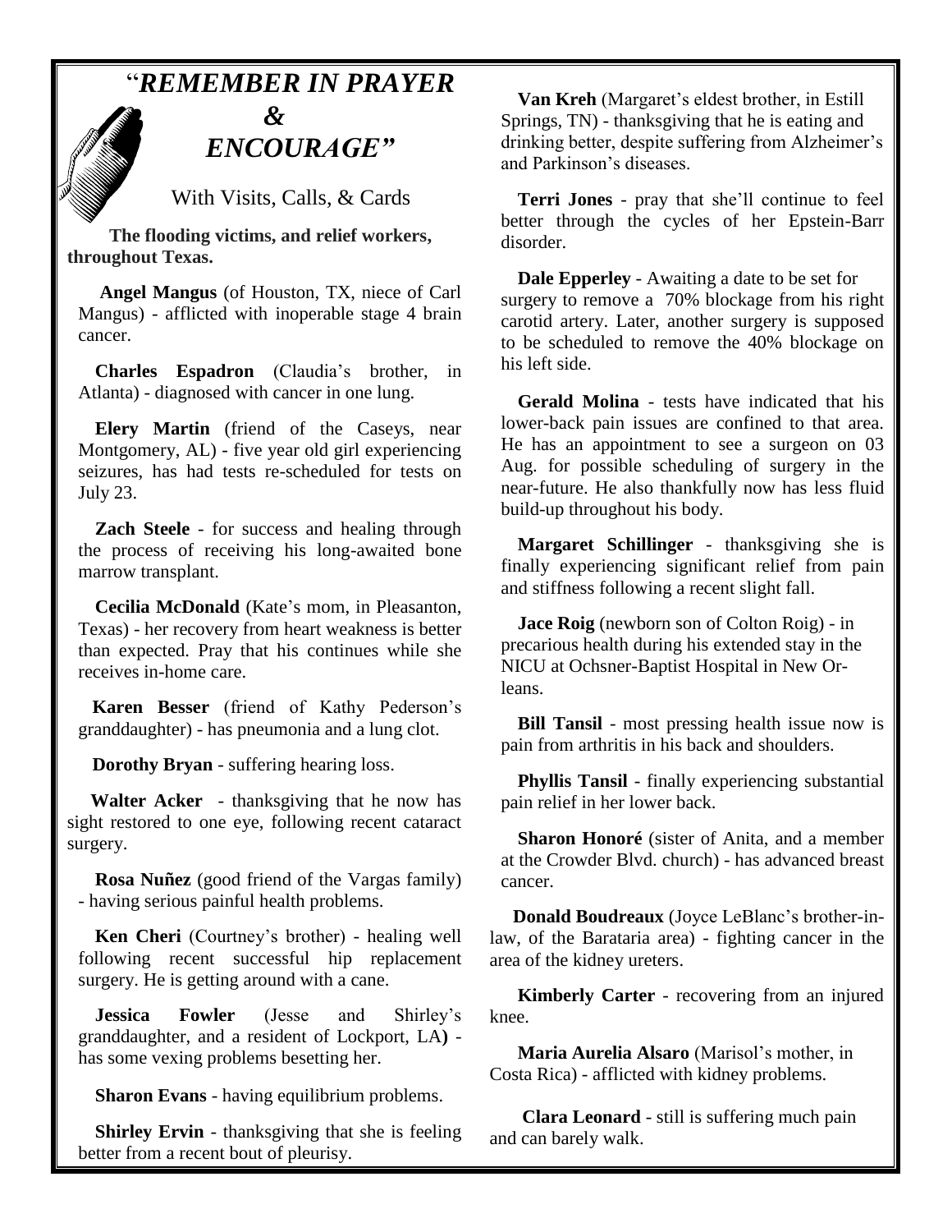# *"REMEMBER IN PRAYER & ENCOURAGE"*

With Visits, Calls, & Cards

**The flooding victims, and relief workers, throughout Texas.**

**Angel Mangus** (of Houston, TX, niece of Carl Mangus) - afflicted with inoperable stage 4 brain cancer.

**Charles Espadron** (Claudia's brother, in Atlanta) - diagnosed with cancer in one lung.

**Elery Martin** (friend of the Caseys, near Montgomery, AL) - five year old girl experiencing seizures, has had tests re-scheduled for tests on July 23.

**Zach Steele** - for success and healing through the process of receiving his long-awaited bone marrow transplant.

**Cecilia McDonald** (Kate's mom, in Pleasanton, Texas) - her recovery from heart weakness is better than expected. Pray that his continues while she receives in-home care.

**Karen Besser** (friend of Kathy Pederson's granddaughter) - has pneumonia and a lung clot.

**Dorothy Bryan** - suffering hearing loss.

**Walter Acker** - thanksgiving that he now has sight restored to one eye, following recent cataract surgery.

**Rosa Nuñez** (good friend of the Vargas family) - having serious painful health problems.

**Ken Cheri** (Courtney's brother) - healing well following recent successful hip replacement surgery. He is getting around with a cane.

**Jessica Fowler** (Jesse and Shirley's granddaughter, and a resident of Lockport, LA**)** - has some vexing problems besetting her.

**Sharon Evans** - having equilibrium problems.

**Shirley Ervin** - thanksgiving that she is feeling better from a recent bout of pleurisy.

**Van Kreh** (Margaret's eldest brother, in Estill Springs, TN) - thanksgiving that he is eating and drinking better, despite suffering from Alzheimer's and Parkinson's diseases.

**Terri Jones** - pray that she'll continue to feel better through the cycles of her Epstein-Barr disorder.

**Dale Epperley** - Awaiting a date to be set for surgery to remove a 70% blockage from his right carotid artery. Later, another surgery is supposed to be scheduled to remove the 40% blockage on his left side.

**Gerald Molina** - tests have indicated that his lower-back pain issues are confined to that area. He has an appointment to see a surgeon on 03 Aug. for possible scheduling of surgery in the near-future. He also thankfully now has less fluid build-up throughout his body.

**Margaret Schillinger** - thanksgiving she is finally experiencing significant relief from pain and stiffness following a recent slight fall.

**Jace Roig** (newborn son of Colton Roig) - in precarious health during his extended stay in the NICU at Ochsner-Baptist Hospital in New Orleans.

**Bill Tansil** - most pressing health issue now is pain from arthritis in his back and shoulders.

**Phyllis Tansil** - finally experiencing substantial pain relief in her lower back.

**Sharon Honoré** (sister of Anita, and a member at the Crowder Blvd. church) - has advanced breast cancer.

**Donald Boudreaux** (Joyce LeBlanc's brother-in-law, of the Barataria area) - fighting cancer in the area of the kidney ureters.

**Kimberly Carter** - recovering from an injured knee.

**Maria Aurelia Alsaro** (Marisol's mother, in Costa Rica) - afflicted with kidney problems.

**Clara Leonard** - still is suffering much pain and can barely walk.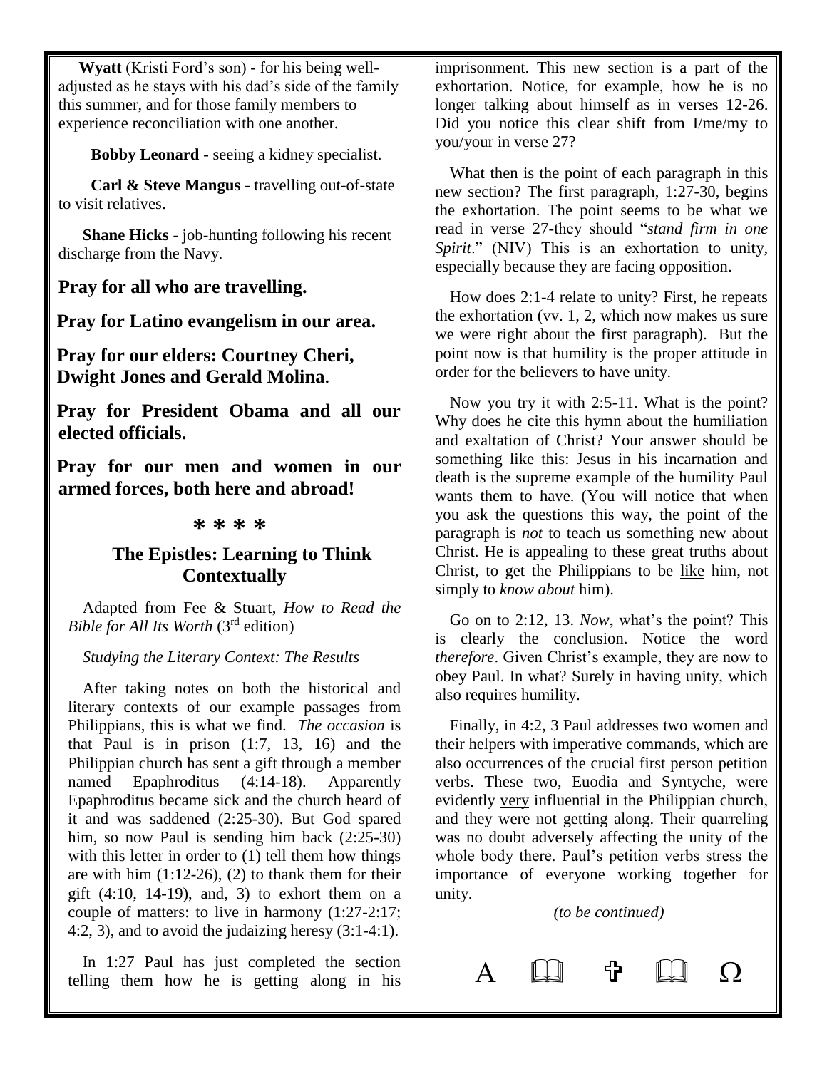**Wyatt** (Kristi Ford's son) - for his being well-adjusted as he stays with his dad's side of the family this summer, and for those family members to experience reconciliation with one another.

**Bobby Leonard** - seeing a kidney specialist.

**Carl & Steve Mangus** - travelling out-of-state to visit relatives.

**Shane Hicks** - job-hunting following his recent discharge from the Navy.

**Pray for all who are travelling.**

**Pray for Latino evangelism in our area.**

**Pray for our elders: Courtney Cheri, Dwight Jones and Gerald Molina.**

**Pray for President Obama and all our elected officials.**

**Pray for our men and women in our armed forces, both here and abroad!**

**\* \* \* \***

## The Epistles: Learning to Think Contextually

Adapted from Fee & Stuart, *How to Read the Bible for All Its Worth* (3rd edition)

*Studying the Literary Context: The Results*

After taking notes on both the historical and literary contexts of our example passages from Philippians, this is what we find. *The occasion* is that Paul is in prison (1:7, 13, 16) and the Philippian church has sent a gift through a member named Epaphroditus (4:14-18). Apparently Epaphroditus became sick and the church heard of it and was saddened (2:25-30). But God spared him, so now Paul is sending him back (2:25-30) with this letter in order to (1) tell them how things are with him (1:12-26), (2) to thank them for their gift (4:10, 14-19), and, 3) to exhort them on a couple of matters: to live in harmony (1:27-2:17; 4:2, 3), and to avoid the judaizing heresy (3:1-4:1).

In 1:27 Paul has just completed the section telling them how he is getting along in his imprisonment. This new section is a part of the exhortation. Notice, for example, how he is no longer talking about himself as in verses 12-26. Did you notice this clear shift from I/me/my to you/your in verse 27?

What then is the point of each paragraph in this new section? The first paragraph, 1:27-30, begins the exhortation. The point seems to be what we read in verse 27-they should "*stand firm in one Spirit*." (NIV) This is an exhortation to unity, especially because they are facing opposition.

How does 2:1-4 relate to unity? First, he repeats the exhortation (vv. 1, 2, which now makes us sure we were right about the first paragraph). But the point now is that humility is the proper attitude in order for the believers to have unity.

Now you try it with 2:5-11. What is the point? Why does he cite this hymn about the humiliation and exaltation of Christ? Your answer should be something like this: Jesus in his incarnation and death is the supreme example of the humility Paul wants them to have. (You will notice that when you ask the questions this way, the point of the paragraph is *not* to teach us something new about Christ. He is appealing to these great truths about Christ, to get the Philippians to be like him, not simply to *know about* him).

Go on to 2:12, 13. *Now*, what's the point? This is clearly the conclusion. Notice the word *therefore*. Given Christ's example, they are now to obey Paul. In what? Surely in having unity, which also requires humility.

Finally, in 4:2, 3 Paul addresses two women and their helpers with imperative commands, which are also occurrences of the crucial first person petition verbs. These two, Euodia and Syntyche, were evidently very influential in the Philippian church, and they were not getting along. Their quarreling was no doubt adversely affecting the unity of the whole body there. Paul's petition verbs stress the importance of everyone working together for unity.

*(to be continued)*

Α 📖 ✞ 📖 Ω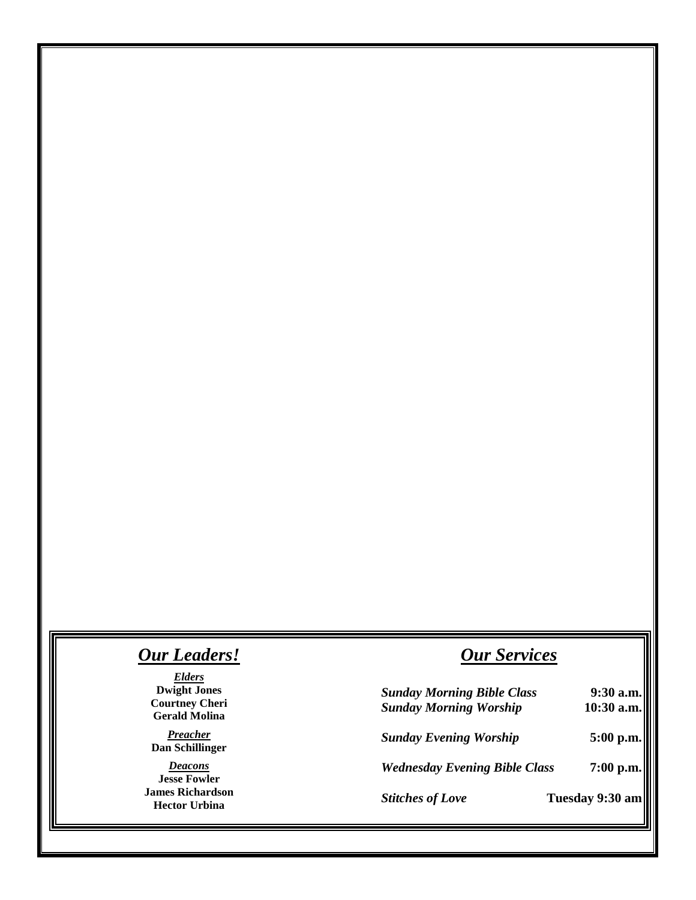## *Our Leaders!*

***Elders***

**Dwight Jones**
**Courtney Cheri**
**Gerald Molina**

***Preacher***

**Dan Schillinger**

***Deacons***

**Jesse Fowler**
**James Richardson**
**Hector Urbina**

## *Our Services*

| | |
|---|---|
| ***Sunday Morning Bible Class*** | **9:30 a.m.** |
| ***Sunday Morning Worship*** | **10:30 a.m.** |
| ***Sunday Evening Worship*** | **5:00 p.m.** |
| ***Wednesday Evening Bible Class*** | **7:00 p.m.** |
| ***Stitches of Love*** | **Tuesday 9:30 am** |